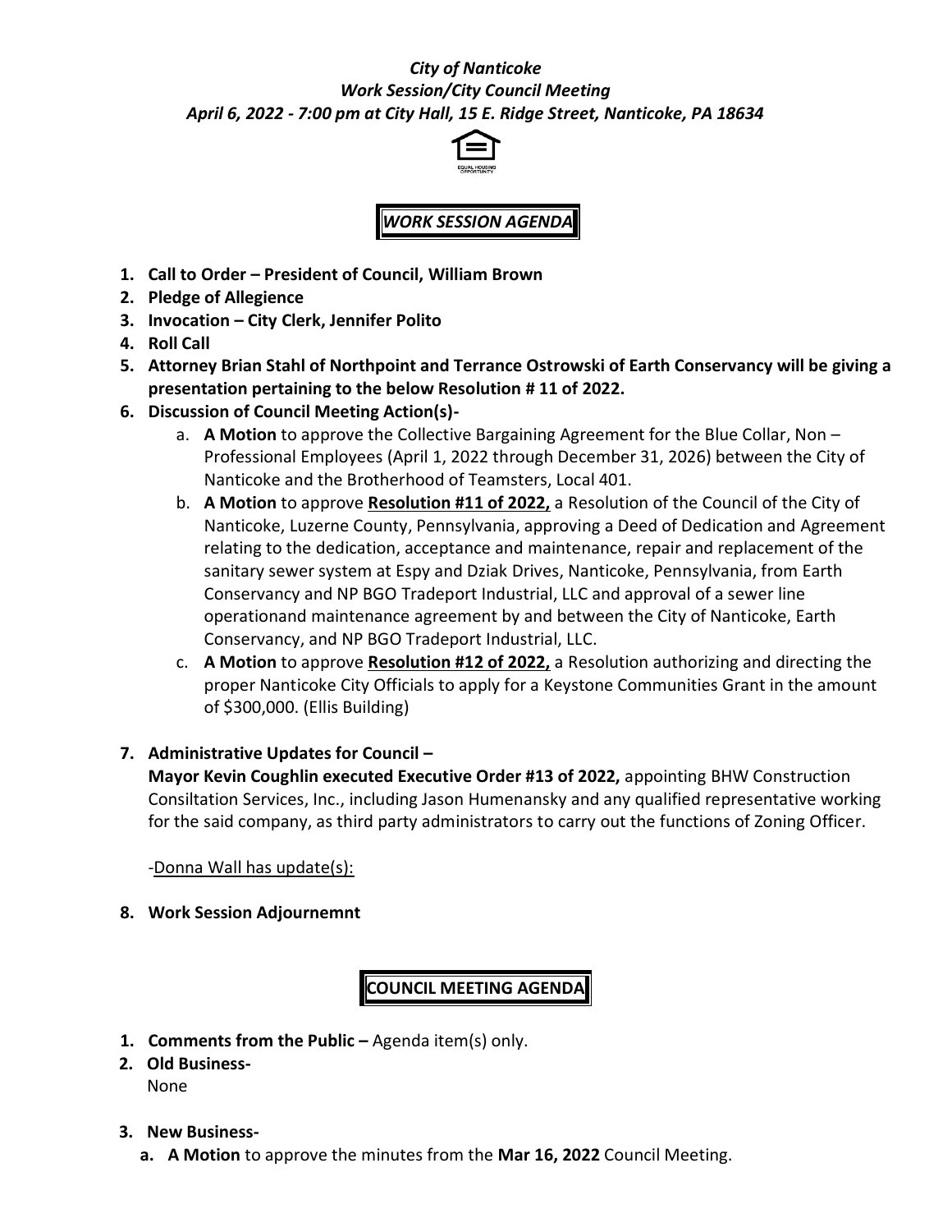*City of Nanticoke*
*Work Session/City Council Meeting*
*April 6, 2022 - 7:00 pm at City Hall, 15 E. Ridge Street, Nanticoke, PA 18634*

## *WORK SESSION AGENDA*

1. **Call to Order – President of Council, William Brown**
2. **Pledge of Allegience**
3. **Invocation – City Clerk, Jennifer Polito**
4. **Roll Call**
5. **Attorney Brian Stahl of Northpoint and Terrance Ostrowski of Earth Conservancy will be giving a presentation pertaining to the below Resolution # 11 of 2022.**
6. **Discussion of Council Meeting Action(s)-**
   a. **A Motion** to approve the Collective Bargaining Agreement for the Blue Collar, Non – Professional Employees (April 1, 2022 through December 31, 2026) between the City of Nanticoke and the Brotherhood of Teamsters, Local 401.
   b. **A Motion** to approve **Resolution #11 of 2022,** a Resolution of the Council of the City of Nanticoke, Luzerne County, Pennsylvania, approving a Deed of Dedication and Agreement relating to the dedication, acceptance and maintenance, repair and replacement of the sanitary sewer system at Espy and Dziak Drives, Nanticoke, Pennsylvania, from Earth Conservancy and NP BGO Tradeport Industrial, LLC and approval of a sewer line operationand maintenance agreement by and between the City of Nanticoke, Earth Conservancy, and NP BGO Tradeport Industrial, LLC.
   c. **A Motion** to approve **Resolution #12 of 2022,** a Resolution authorizing and directing the proper Nanticoke City Officials to apply for a Keystone Communities Grant in the amount of $300,000. (Ellis Building)
7. **Administrative Updates for Council –**
   **Mayor Kevin Coughlin executed Executive Order #13 of 2022,** appointing BHW Construction Consiltation Services, Inc., including Jason Humenansky and any qualified representative working for the said company, as third party administrators to carry out the functions of Zoning Officer.

   -Donna Wall has update(s):
8. **Work Session Adjournemnt**

## COUNCIL MEETING AGENDA

1. **Comments from the Public –** Agenda item(s) only.
2. **Old Business-**
   None
3. **New Business-**
   a. **A Motion** to approve the minutes from the **Mar 16, 2022** Council Meeting.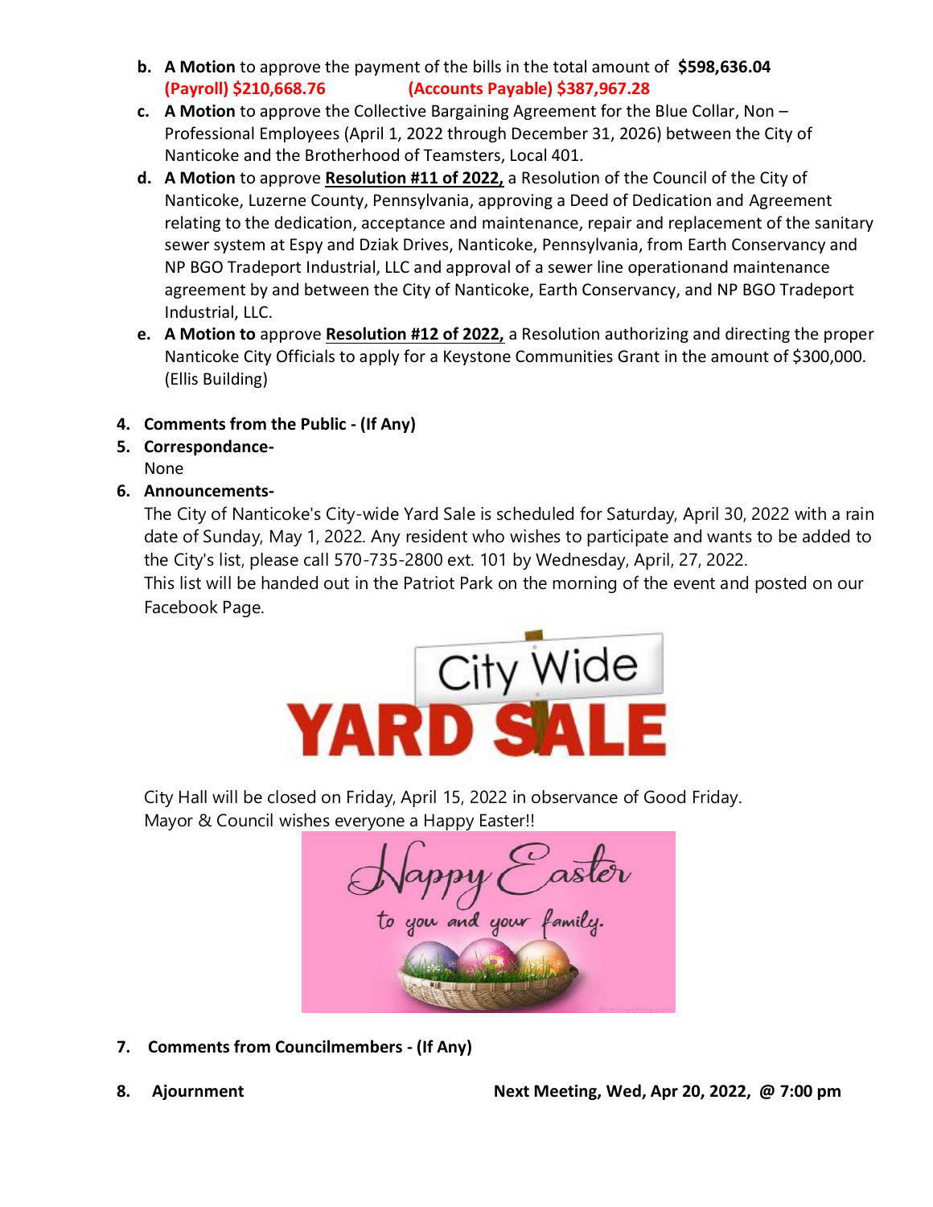- **b. A Motion** to approve the payment of the bills in the total amount of **$598,636.04**
  **(Payroll) $210,668.76** **(Accounts Payable) $387,967.28**
- **c. A Motion** to approve the Collective Bargaining Agreement for the Blue Collar, Non – Professional Employees (April 1, 2022 through December 31, 2026) between the City of Nanticoke and the Brotherhood of Teamsters, Local 401.
- **d. A Motion** to approve **Resolution #11 of 2022,** a Resolution of the Council of the City of Nanticoke, Luzerne County, Pennsylvania, approving a Deed of Dedication and Agreement relating to the dedication, acceptance and maintenance, repair and replacement of the sanitary sewer system at Espy and Dziak Drives, Nanticoke, Pennsylvania, from Earth Conservancy and NP BGO Tradeport Industrial, LLC and approval of a sewer line operationand maintenance agreement by and between the City of Nanticoke, Earth Conservancy, and NP BGO Tradeport Industrial, LLC.
- **e. A Motion to** approve **Resolution #12 of 2022,** a Resolution authorizing and directing the proper Nanticoke City Officials to apply for a Keystone Communities Grant in the amount of $300,000. (Ellis Building)

**4. Comments from the Public - (If Any)**

**5. Correspondance-**

None

**6. Announcements-**

The City of Nanticoke's City-wide Yard Sale is scheduled for Saturday, April 30, 2022 with a rain date of Sunday, May 1, 2022. Any resident who wishes to participate and wants to be added to the City's list, please call 570-735-2800 ext. 101 by Wednesday, April, 27, 2022.
This list will be handed out in the Patriot Park on the morning of the event and posted on our Facebook Page.

City Wide
YARD SALE

City Hall will be closed on Friday, April 15, 2022 in observance of Good Friday.
Mayor & Council wishes everyone a Happy Easter!!

Happy Easter
to you and your family.

**7. Comments from Councilmembers - (If Any)**

**8. Ajournment** **Next Meeting, Wed, Apr 20, 2022, @ 7:00 pm**